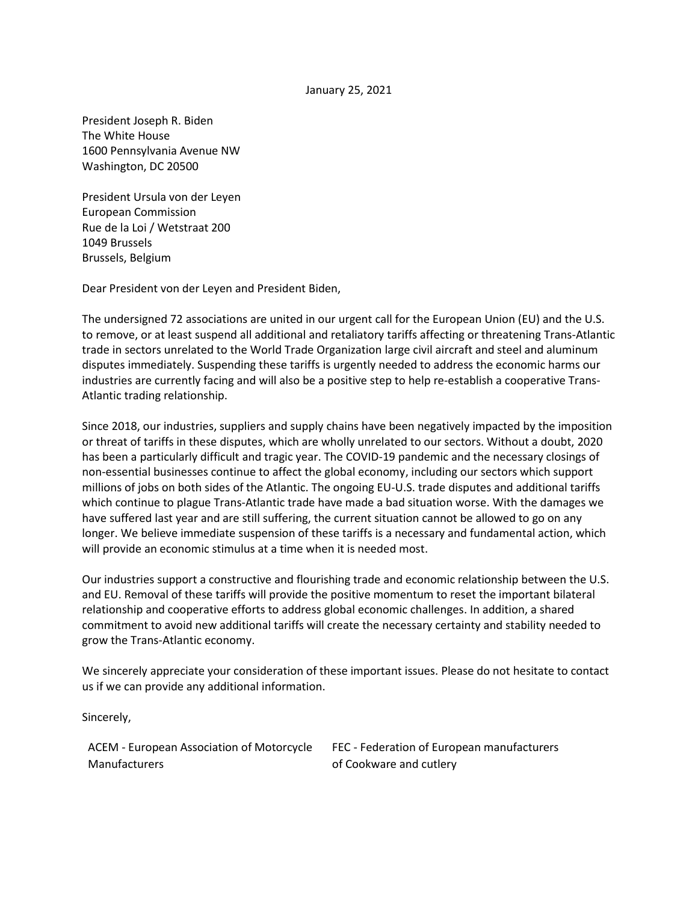January 25, 2021

President Joseph R. Biden
The White House
1600 Pennsylvania Avenue NW
Washington, DC 20500

President Ursula von der Leyen
European Commission
Rue de la Loi / Wetstraat 200
1049 Brussels
Brussels, Belgium

Dear President von der Leyen and President Biden,

The undersigned 72 associations are united in our urgent call for the European Union (EU) and the U.S. to remove, or at least suspend all additional and retaliatory tariffs affecting or threatening Trans-Atlantic trade in sectors unrelated to the World Trade Organization large civil aircraft and steel and aluminum disputes immediately. Suspending these tariffs is urgently needed to address the economic harms our industries are currently facing and will also be a positive step to help re-establish a cooperative Trans-Atlantic trading relationship.

Since 2018, our industries, suppliers and supply chains have been negatively impacted by the imposition or threat of tariffs in these disputes, which are wholly unrelated to our sectors. Without a doubt, 2020 has been a particularly difficult and tragic year. The COVID-19 pandemic and the necessary closings of non-essential businesses continue to affect the global economy, including our sectors which support millions of jobs on both sides of the Atlantic. The ongoing EU-U.S. trade disputes and additional tariffs which continue to plague Trans-Atlantic trade have made a bad situation worse. With the damages we have suffered last year and are still suffering, the current situation cannot be allowed to go on any longer. We believe immediate suspension of these tariffs is a necessary and fundamental action, which will provide an economic stimulus at a time when it is needed most.

Our industries support a constructive and flourishing trade and economic relationship between the U.S. and EU. Removal of these tariffs will provide the positive momentum to reset the important bilateral relationship and cooperative efforts to address global economic challenges. In addition, a shared commitment to avoid new additional tariffs will create the necessary certainty and stability needed to grow the Trans-Atlantic economy.

We sincerely appreciate your consideration of these important issues. Please do not hesitate to contact us if we can provide any additional information.

Sincerely,

ACEM - European Association of Motorcycle Manufacturers

FEC - Federation of European manufacturers of Cookware and cutlery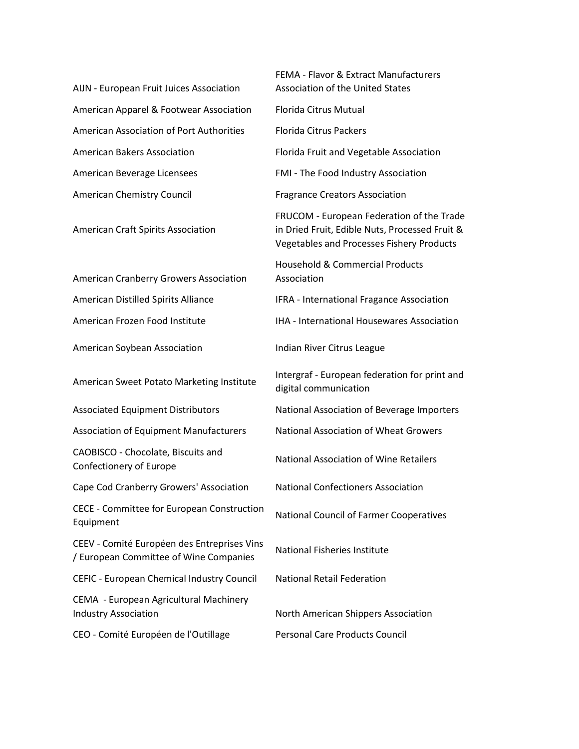AIJN - European Fruit Juices Association

American Apparel & Footwear Association

American Association of Port Authorities

American Bakers Association

American Beverage Licensees

American Chemistry Council

American Craft Spirits Association

American Cranberry Growers Association

American Distilled Spirits Alliance

American Frozen Food Institute

American Soybean Association

American Sweet Potato Marketing Institute

Associated Equipment Distributors

Association of Equipment Manufacturers

CAOBISCO - Chocolate, Biscuits and Confectionery of Europe

Cape Cod Cranberry Growers' Association

CECE - Committee for European Construction Equipment

CEEV - Comité Européen des Entreprises Vins / European Committee of Wine Companies

CEFIC - European Chemical Industry Council

CEMA - European Agricultural Machinery Industry Association

CEO - Comité Européen de l'Outillage

FEMA - Flavor & Extract Manufacturers Association of the United States

Florida Citrus Mutual

Florida Citrus Packers

Florida Fruit and Vegetable Association

FMI - The Food Industry Association

Fragrance Creators Association

FRUCOM - European Federation of the Trade in Dried Fruit, Edible Nuts, Processed Fruit & Vegetables and Processes Fishery Products

Household & Commercial Products Association

IFRA - International Fragance Association

IHA - International Housewares Association

Indian River Citrus League

Intergraf - European federation for print and digital communication

National Association of Beverage Importers

National Association of Wheat Growers

National Association of Wine Retailers

National Confectioners Association

National Council of Farmer Cooperatives

National Fisheries Institute

National Retail Federation

North American Shippers Association

Personal Care Products Council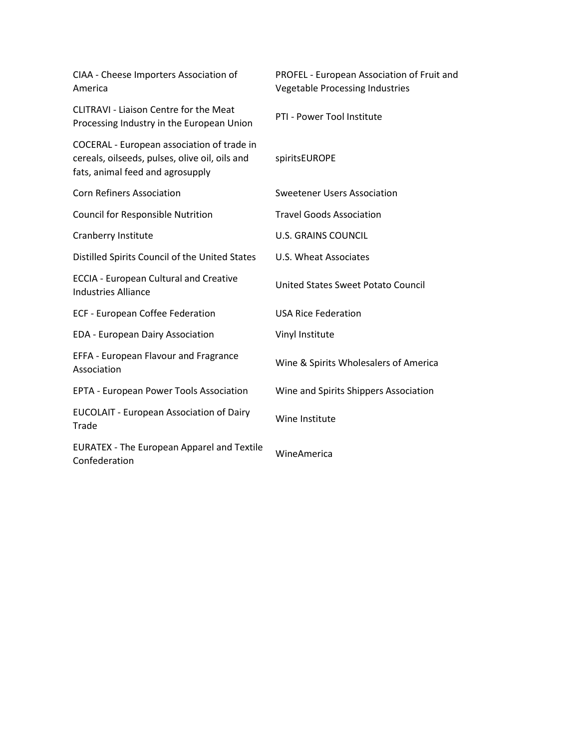CIAA - Cheese Importers Association of America

CLITRAVI - Liaison Centre for the Meat Processing Industry in the European Union

COCERAL - European association of trade in cereals, oilseeds, pulses, olive oil, oils and fats, animal feed and agrosupply

Corn Refiners Association

Council for Responsible Nutrition

Cranberry Institute

Distilled Spirits Council of the United States

ECCIA - European Cultural and Creative Industries Alliance

ECF - European Coffee Federation

EDA - European Dairy Association

EFFA - European Flavour and Fragrance Association

EPTA - European Power Tools Association

EUCOLAIT - European Association of Dairy Trade

EURATEX - The European Apparel and Textile Confederation

PROFEL - European Association of Fruit and Vegetable Processing Industries

PTI - Power Tool Institute

spiritsEUROPE

Sweetener Users Association

Travel Goods Association

U.S. GRAINS COUNCIL

U.S. Wheat Associates

United States Sweet Potato Council

USA Rice Federation

Vinyl Institute

Wine & Spirits Wholesalers of America

Wine and Spirits Shippers Association

Wine Institute

WineAmerica